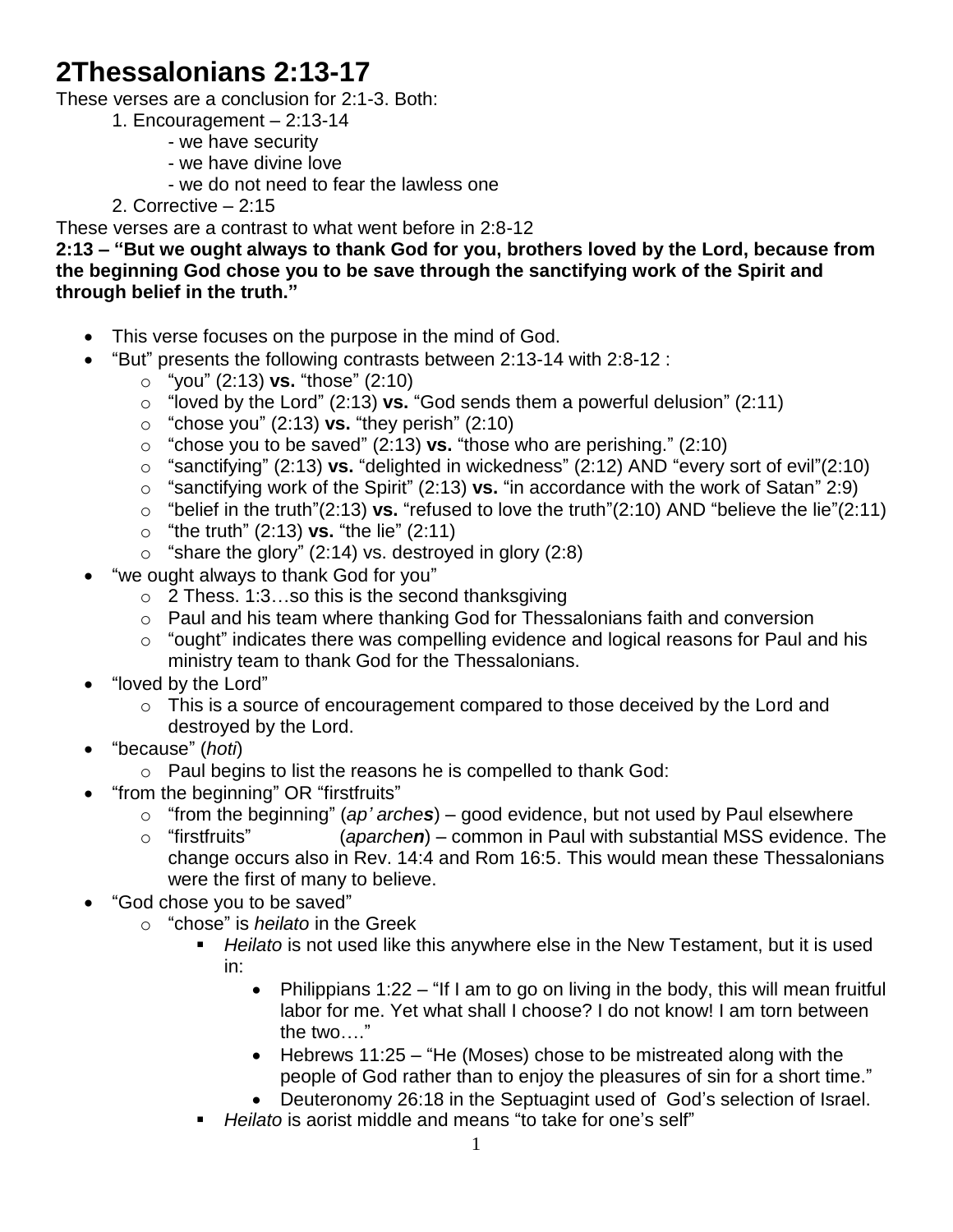# 2Thessalonians 2:13-17

These verses are a conclusion for 2:1-3. Both:

1. Encouragement – 2:13-14
   - we have security
   - we have divine love
   - we do not need to fear the lawless one
2. Corrective – 2:15

These verses are a contrast to what went before in 2:8-12

**2:13 – "But we ought always to thank God for you, brothers loved by the Lord, because from the beginning God chose you to be save through the sanctifying work of the Spirit and through belief in the truth."**

- This verse focuses on the purpose in the mind of God.
- "But" presents the following contrasts between 2:13-14 with 2:8-12 :
  - "you" (2:13) **vs.** "those" (2:10)
  - "loved by the Lord" (2:13) **vs.** "God sends them a powerful delusion" (2:11)
  - "chose you" (2:13) **vs.** "they perish" (2:10)
  - "chose you to be saved" (2:13) **vs.** "those who are perishing." (2:10)
  - "sanctifying" (2:13) **vs.** "delighted in wickedness" (2:12) AND "every sort of evil"(2:10)
  - "sanctifying work of the Spirit" (2:13) **vs.** "in accordance with the work of Satan" 2:9)
  - "belief in the truth"(2:13) **vs.** "refused to love the truth"(2:10) AND "believe the lie"(2:11)
  - "the truth" (2:13) **vs.** "the lie" (2:11)
  - "share the glory" (2:14) vs. destroyed in glory (2:8)
- "we ought always to thank God for you"
  - 2 Thess. 1:3…so this is the second thanksgiving
  - Paul and his team where thanking God for Thessalonians faith and conversion
  - "ought" indicates there was compelling evidence and logical reasons for Paul and his ministry team to thank God for the Thessalonians.
- "loved by the Lord"
  - This is a source of encouragement compared to those deceived by the Lord and destroyed by the Lord.
- "because" (*hoti*)
  - Paul begins to list the reasons he is compelled to thank God:
- "from the beginning" OR "firstfruits"
  - "from the beginning" (*ap' arche**s***) – good evidence, but not used by Paul elsewhere
  - "firstfruits" (*aparche**n***) – common in Paul with substantial MSS evidence. The change occurs also in Rev. 14:4 and Rom 16:5. This would mean these Thessalonians were the first of many to believe.
- "God chose you to be saved"
  - "chose" is *heilato* in the Greek
    - *Heilato* is not used like this anywhere else in the New Testament, but it is used in:
      - Philippians 1:22 – "If I am to go on living in the body, this will mean fruitful labor for me. Yet what shall I choose? I do not know! I am torn between the two…."
      - Hebrews 11:25 – "He (Moses) chose to be mistreated along with the people of God rather than to enjoy the pleasures of sin for a short time."
      - Deuteronomy 26:18 in the Septuagint used of God's selection of Israel.
    - *Heilato* is aorist middle and means "to take for one's self"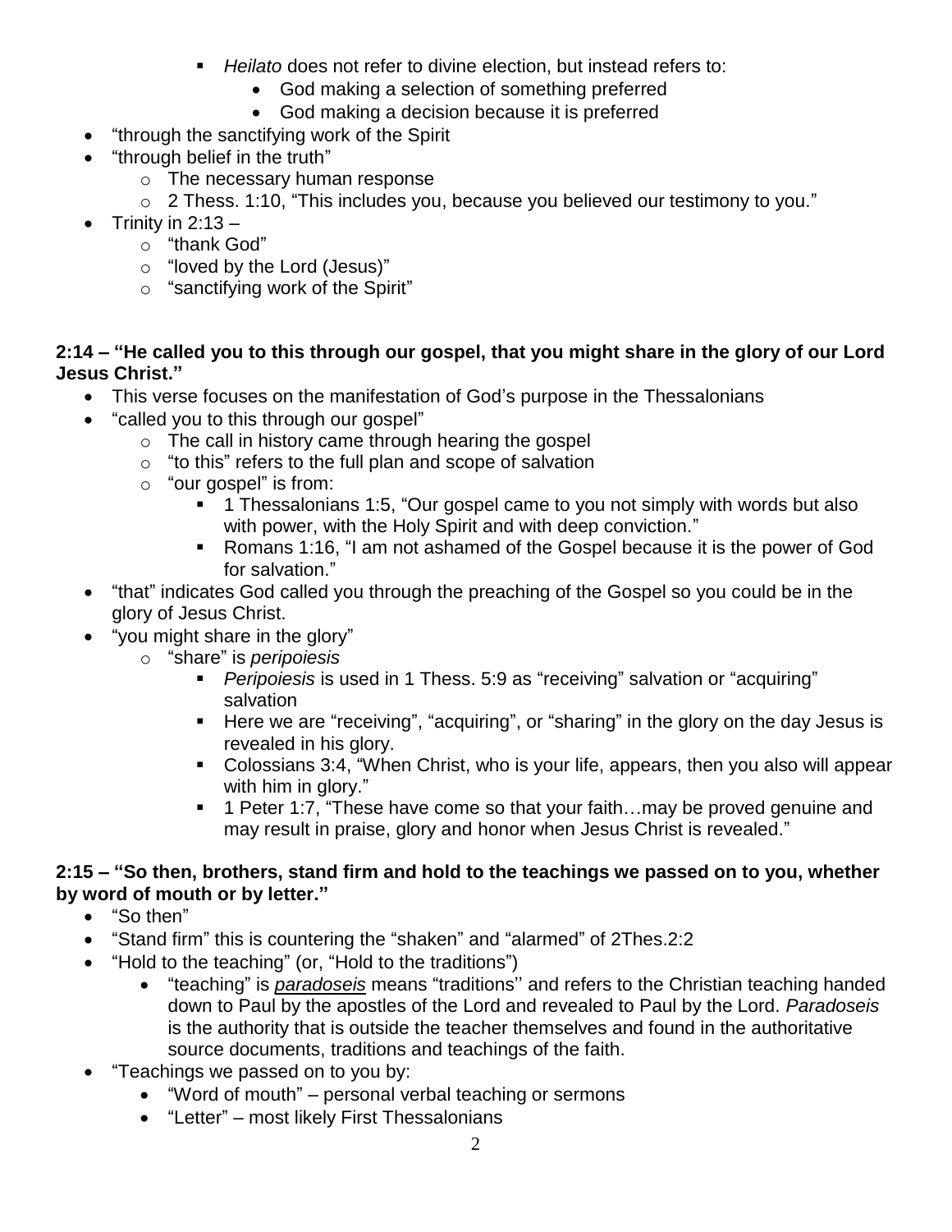- *Heilato* does not refer to divine election, but instead refers to:
      - God making a selection of something preferred
      - God making a decision because it is preferred
- "through the sanctifying work of the Spirit
- "through belief in the truth"
  - The necessary human response
  - 2 Thess. 1:10, "This includes you, because you believed our testimony to you."
- Trinity in 2:13 –
  - "thank God"
  - "loved by the Lord (Jesus)"
  - "sanctifying work of the Spirit"

**2:14 – "He called you to this through our gospel, that you might share in the glory of our Lord Jesus Christ."**

- This verse focuses on the manifestation of God's purpose in the Thessalonians
- "called you to this through our gospel"
  - The call in history came through hearing the gospel
  - "to this" refers to the full plan and scope of salvation
  - "our gospel" is from:
    - 1 Thessalonians 1:5, "Our gospel came to you not simply with words but also with power, with the Holy Spirit and with deep conviction."
    - Romans 1:16, "I am not ashamed of the Gospel because it is the power of God for salvation."
- "that" indicates God called you through the preaching of the Gospel so you could be in the glory of Jesus Christ.
- "you might share in the glory"
  - "share" is *peripoiesis*
    - *Peripoiesis* is used in 1 Thess. 5:9 as "receiving" salvation or "acquiring" salvation
    - Here we are "receiving", "acquiring", or "sharing" in the glory on the day Jesus is revealed in his glory.
    - Colossians 3:4, "When Christ, who is your life, appears, then you also will appear with him in glory."
    - 1 Peter 1:7, "These have come so that your faith…may be proved genuine and may result in praise, glory and honor when Jesus Christ is revealed."

**2:15 – "So then, brothers, stand firm and hold to the teachings we passed on to you, whether by word of mouth or by letter."**

- "So then"
- "Stand firm" this is countering the "shaken" and "alarmed" of 2Thes.2:2
- "Hold to the teaching" (or, "Hold to the traditions")
  - "teaching" is ***paradoseis*** means "traditions'' and refers to the Christian teaching handed down to Paul by the apostles of the Lord and revealed to Paul by the Lord. *Paradoseis* is the authority that is outside the teacher themselves and found in the authoritative source documents, traditions and teachings of the faith.
- "Teachings we passed on to you by:
  - "Word of mouth" – personal verbal teaching or sermons
  - "Letter" – most likely First Thessalonians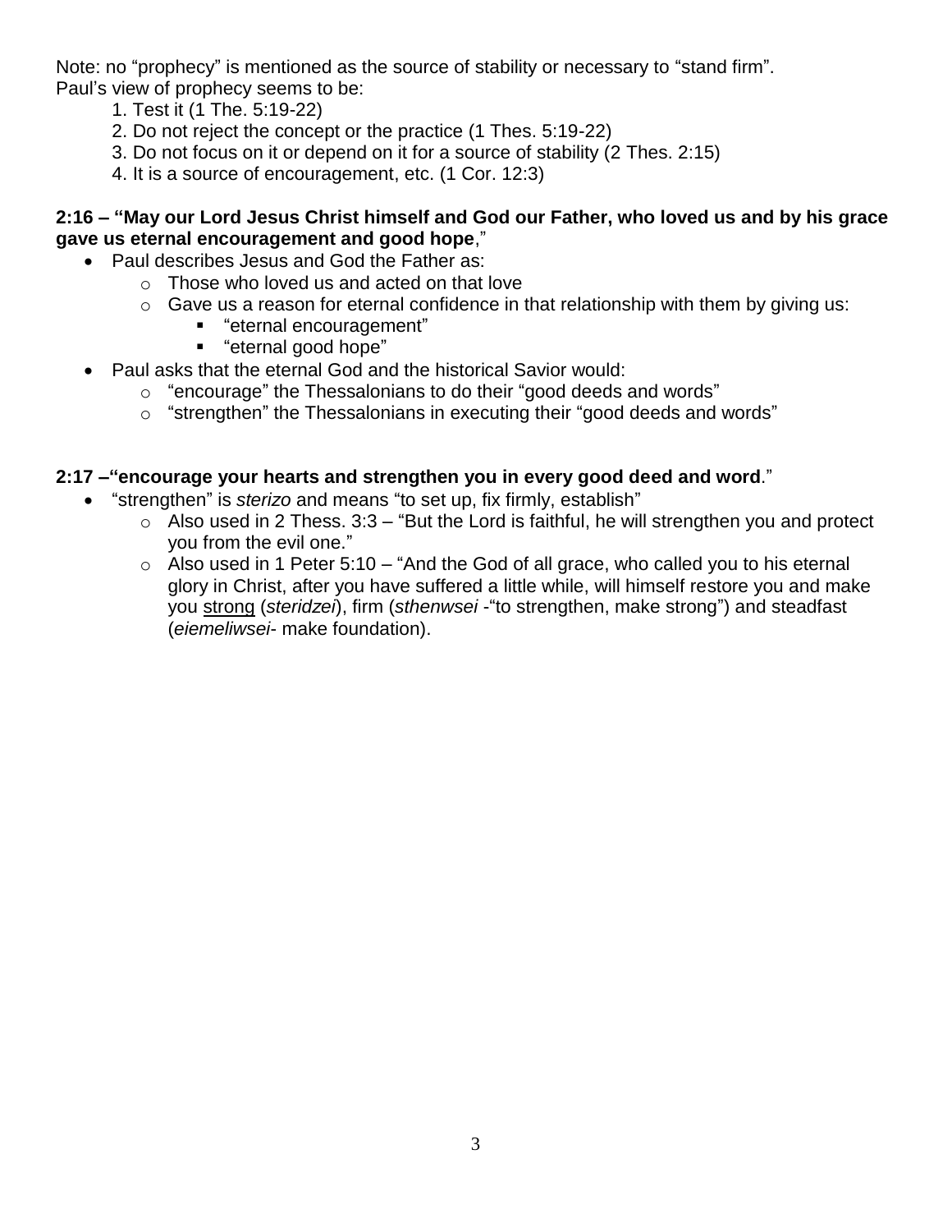Note: no "prophecy" is mentioned as the source of stability or necessary to "stand firm".
Paul's view of prophecy seems to be:

1. Test it (1 The. 5:19-22)
2. Do not reject the concept or the practice (1 Thes. 5:19-22)
3. Do not focus on it or depend on it for a source of stability (2 Thes. 2:15)
4. It is a source of encouragement, etc. (1 Cor. 12:3)

**2:16 – "May our Lord Jesus Christ himself and God our Father, who loved us and by his grace gave us eternal encouragement and good hope**,"

- Paul describes Jesus and God the Father as:
  - Those who loved us and acted on that love
  - Gave us a reason for eternal confidence in that relationship with them by giving us:
    - "eternal encouragement"
    - "eternal good hope"
- Paul asks that the eternal God and the historical Savior would:
  - "encourage" the Thessalonians to do their "good deeds and words"
  - "strengthen" the Thessalonians in executing their "good deeds and words"

**2:17 –"encourage your hearts and strengthen you in every good deed and word**."

- "strengthen" is *sterizo* and means "to set up, fix firmly, establish"
  - Also used in 2 Thess. 3:3 – "But the Lord is faithful, he will strengthen you and protect you from the evil one."
  - Also used in 1 Peter 5:10 – "And the God of all grace, who called you to his eternal glory in Christ, after you have suffered a little while, will himself restore you and make you <u>strong</u> (*steridzei*), firm (*sthenwsei* -"to strengthen, make strong") and steadfast (*eiemeliwsei*- make foundation).